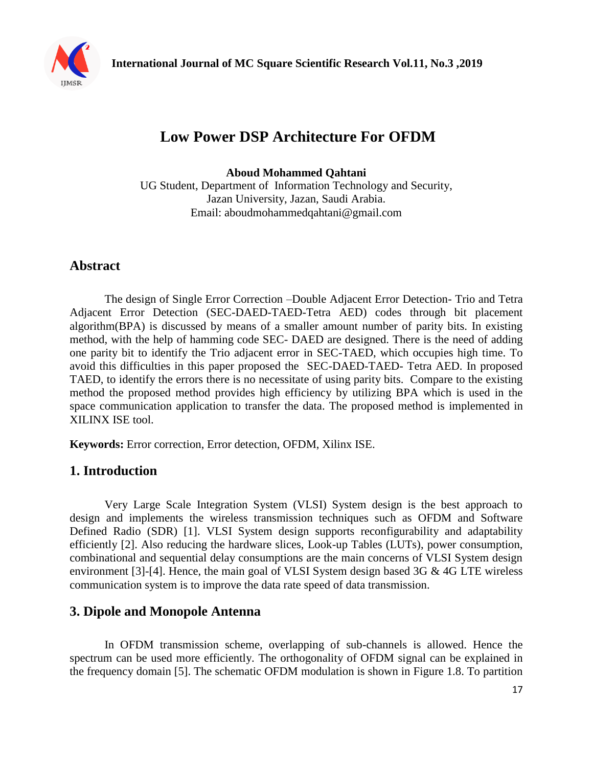# Low Power DSP Architecture For OFDM

**Aboud Mohammed Qahtani**

UG Student, Department of Information Technology and Security,
Jazan University, Jazan, Saudi Arabia.
Email: aboudmohammedqahtani@gmail.com

## Abstract

The design of Single Error Correction –Double Adjacent Error Detection- Trio and Tetra Adjacent Error Detection (SEC-DAED-TAED-Tetra AED) codes through bit placement algorithm(BPA) is discussed by means of a smaller amount number of parity bits. In existing method, with the help of hamming code SEC- DAED are designed. There is the need of adding one parity bit to identify the Trio adjacent error in SEC-TAED, which occupies high time. To avoid this difficulties in this paper proposed the SEC-DAED-TAED- Tetra AED. In proposed TAED, to identify the errors there is no necessitate of using parity bits. Compare to the existing method the proposed method provides high efficiency by utilizing BPA which is used in the space communication application to transfer the data. The proposed method is implemented in XILINX ISE tool.

**Keywords:** Error correction, Error detection, OFDM, Xilinx ISE.

## 1. Introduction

Very Large Scale Integration System (VLSI) System design is the best approach to design and implements the wireless transmission techniques such as OFDM and Software Defined Radio (SDR) [1]. VLSI System design supports reconfigurability and adaptability efficiently [2]. Also reducing the hardware slices, Look-up Tables (LUTs), power consumption, combinational and sequential delay consumptions are the main concerns of VLSI System design environment [3]-[4]. Hence, the main goal of VLSI System design based 3G & 4G LTE wireless communication system is to improve the data rate speed of data transmission.

## 3. Dipole and Monopole Antenna

In OFDM transmission scheme, overlapping of sub-channels is allowed. Hence the spectrum can be used more efficiently. The orthogonality of OFDM signal can be explained in the frequency domain [5]. The schematic OFDM modulation is shown in Figure 1.8. To partition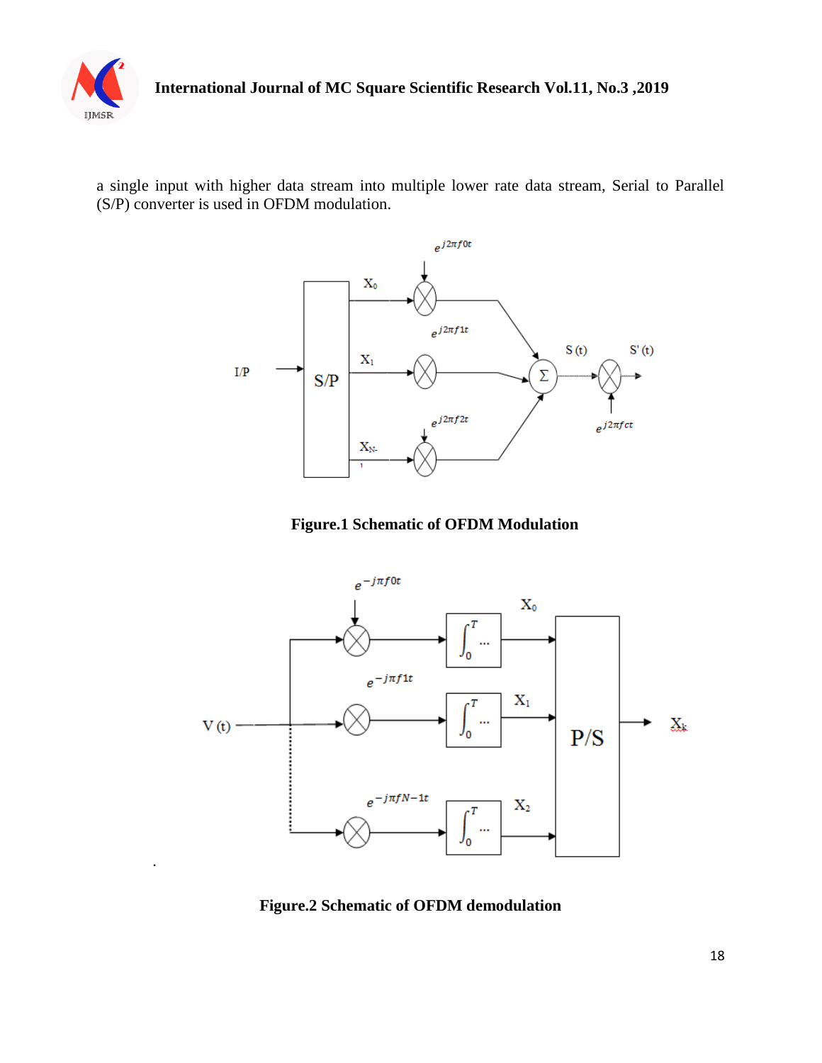a single input with higher data stream into multiple lower rate data stream, Serial to Parallel (S/P) converter is used in OFDM modulation.

**Figure.1 Schematic of OFDM Modulation**

**Figure.2 Schematic of OFDM demodulation**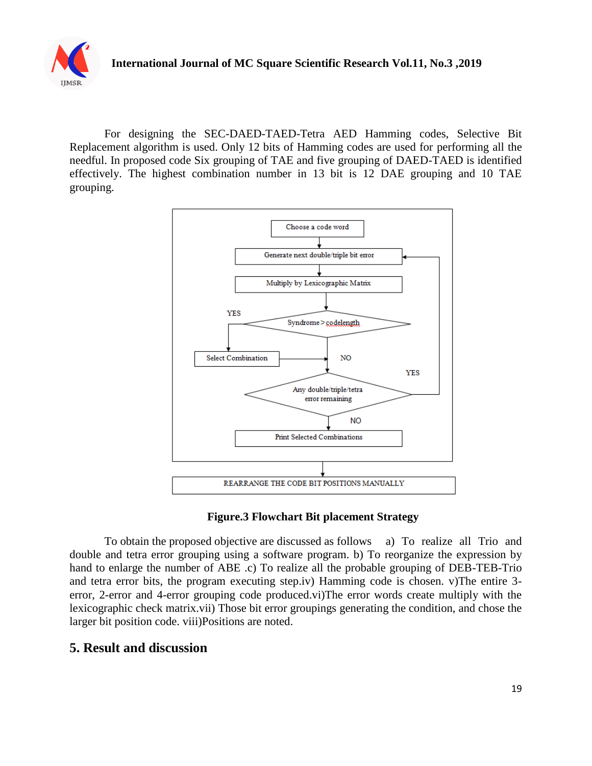For designing the SEC-DAED-TAED-Tetra AED Hamming codes, Selective Bit Replacement algorithm is used. Only 12 bits of Hamming codes are used for performing all the needful. In proposed code Six grouping of TAE and five grouping of DAED-TAED is identified effectively. The highest combination number in 13 bit is 12 DAE grouping and 10 TAE grouping.

**Figure.3 Flowchart Bit placement Strategy**

To obtain the proposed objective are discussed as follows a) To realize all Trio and double and tetra error grouping using a software program. b) To reorganize the expression by hand to enlarge the number of ABE .c) To realize all the probable grouping of DEB-TEB-Trio and tetra error bits, the program executing step.iv) Hamming code is chosen. v)The entire 3-error, 2-error and 4-error grouping code produced.vi)The error words create multiply with the lexicographic check matrix.vii) Those bit error groupings generating the condition, and chose the larger bit position code. viii)Positions are noted.

## 5. Result and discussion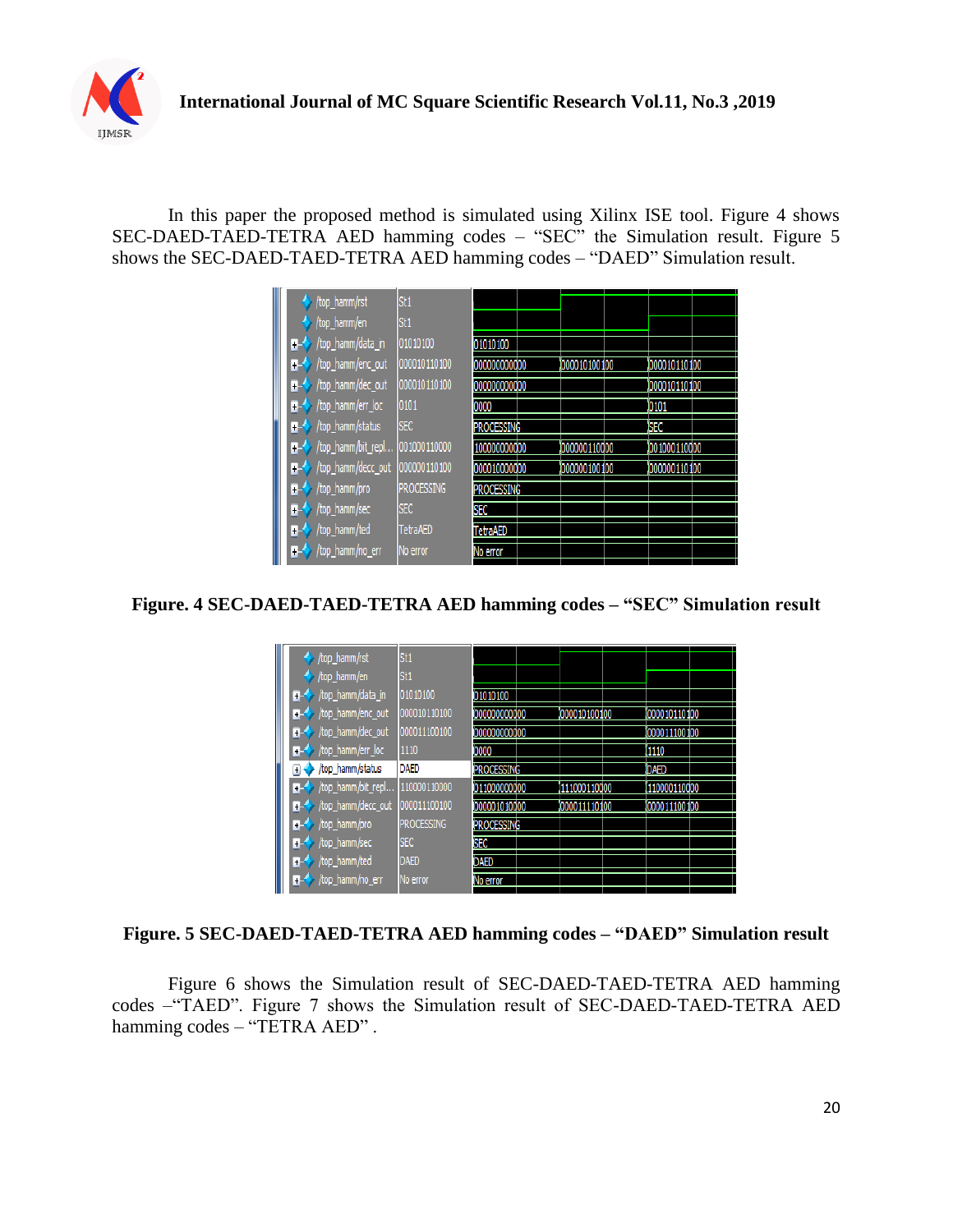In this paper the proposed method is simulated using Xilinx ISE tool. Figure 4 shows SEC-DAED-TAED-TETRA AED hamming codes – "SEC" the Simulation result. Figure 5 shows the SEC-DAED-TAED-TETRA AED hamming codes – "DAED" Simulation result.

**Figure. 4 SEC-DAED-TAED-TETRA AED hamming codes – "SEC" Simulation result**

**Figure. 5 SEC-DAED-TAED-TETRA AED hamming codes – "DAED" Simulation result**

Figure 6 shows the Simulation result of SEC-DAED-TAED-TETRA AED hamming codes –"TAED". Figure 7 shows the Simulation result of SEC-DAED-TAED-TETRA AED hamming codes – "TETRA AED" .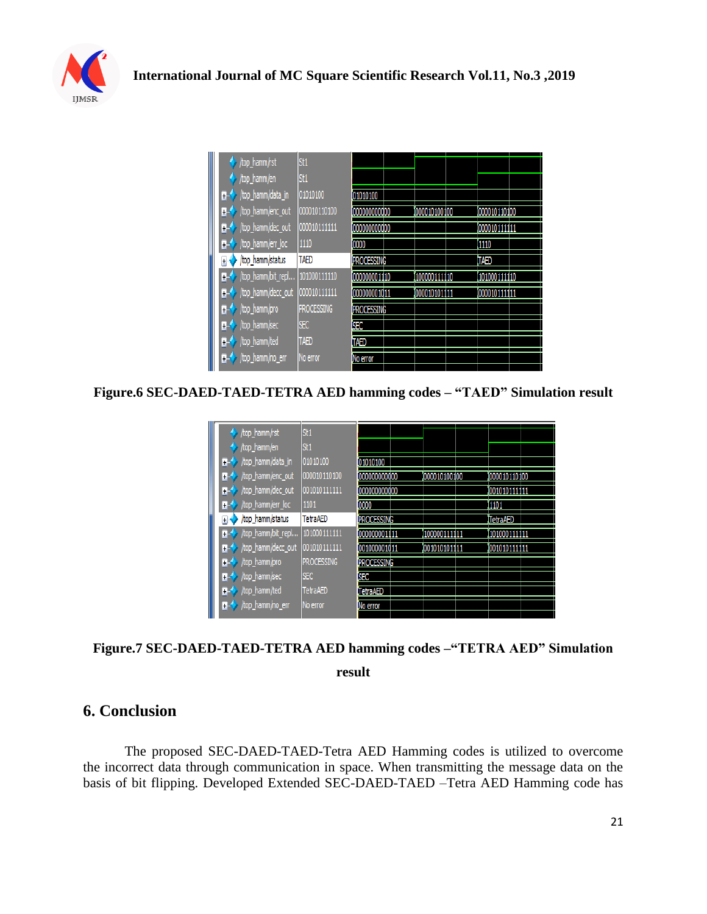**Figure.6 SEC-DAED-TAED-TETRA AED hamming codes – "TAED" Simulation result**

**Figure.7 SEC-DAED-TAED-TETRA AED hamming codes –"TETRA AED" Simulation result**

## 6. Conclusion

The proposed SEC-DAED-TAED-Tetra AED Hamming codes is utilized to overcome the incorrect data through communication in space. When transmitting the message data on the basis of bit flipping. Developed Extended SEC-DAED-TAED –Tetra AED Hamming code has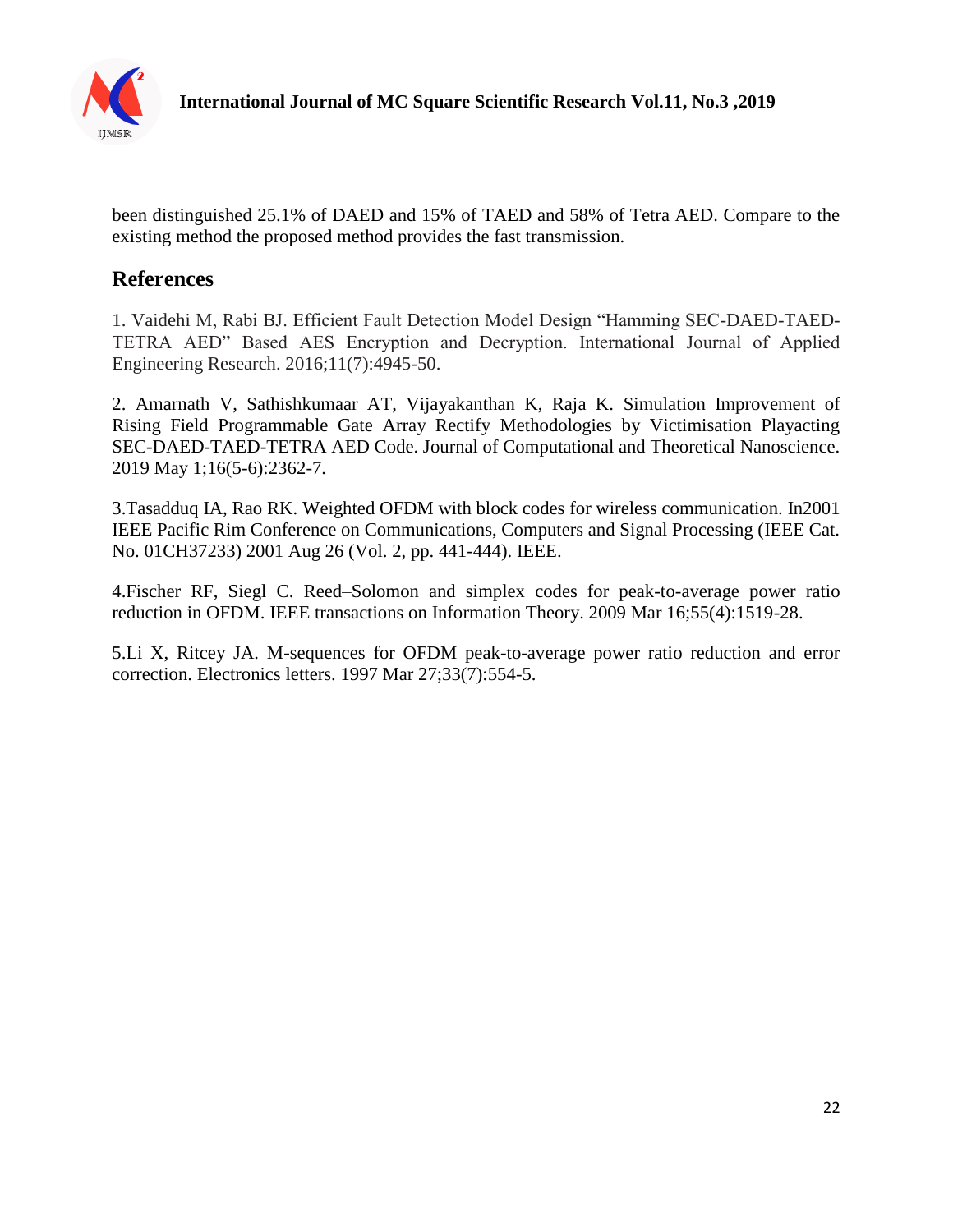been distinguished 25.1% of DAED and 15% of TAED and 58% of Tetra AED. Compare to the existing method the proposed method provides the fast transmission.

## References

1. Vaidehi M, Rabi BJ. Efficient Fault Detection Model Design "Hamming SEC-DAED-TAED-TETRA AED" Based AES Encryption and Decryption. International Journal of Applied Engineering Research. 2016;11(7):4945-50.

2. Amarnath V, Sathishkumaar AT, Vijayakanthan K, Raja K. Simulation Improvement of Rising Field Programmable Gate Array Rectify Methodologies by Victimisation Playacting SEC-DAED-TAED-TETRA AED Code. Journal of Computational and Theoretical Nanoscience. 2019 May 1;16(5-6):2362-7.

3.Tasadduq IA, Rao RK. Weighted OFDM with block codes for wireless communication. In2001 IEEE Pacific Rim Conference on Communications, Computers and Signal Processing (IEEE Cat. No. 01CH37233) 2001 Aug 26 (Vol. 2, pp. 441-444). IEEE.

4.Fischer RF, Siegl C. Reed–Solomon and simplex codes for peak-to-average power ratio reduction in OFDM. IEEE transactions on Information Theory. 2009 Mar 16;55(4):1519-28.

5.Li X, Ritcey JA. M-sequences for OFDM peak-to-average power ratio reduction and error correction. Electronics letters. 1997 Mar 27;33(7):554-5.